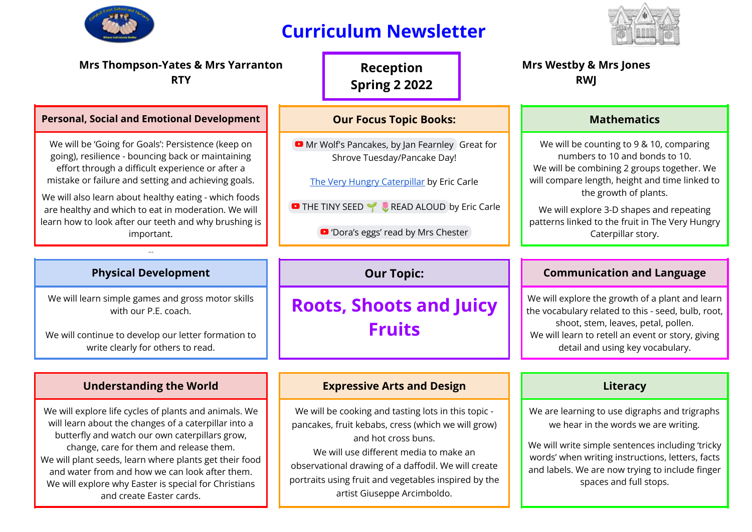# Curriculum Newsletter

**Mrs Thompson-Yates & Mrs Yarranton**
**RTY**

**Reception**
**Spring 2 2022**

**Mrs Westby & Mrs Jones**
**RWJ**

## Personal, Social and Emotional Development

We will be 'Going for Goals': Persistence (keep on going), resilience - bouncing back or maintaining effort through a difficult experience or after a mistake or failure and setting and achieving goals.

We will also learn about healthy eating - which foods are healthy and which to eat in moderation. We will learn how to look after our teeth and why brushing is important.

## Our Focus Topic Books:

Mr Wolf's Pancakes, by Jan Fearnley Great for Shrove Tuesday/Pancake Day!

The Very Hungry Caterpillar by Eric Carle

THE TINY SEED 🌱 🌷READ ALOUD by Eric Carle

'Dora's eggs' read by Mrs Chester

## Mathematics

We will be counting to 9 & 10, comparing numbers to 10 and bonds to 10.
We will be combining 2 groups together. We will compare length, height and time linked to the growth of plants.

We will explore 3-D shapes and repeating patterns linked to the fruit in The Very Hungry Caterpillar story.

## Physical Development

We will learn simple games and gross motor skills with our P.E. coach.

We will continue to develop our letter formation to write clearly for others to read.

## Our Topic:

**Roots, Shoots and Juicy Fruits**

## Communication and Language

We will explore the growth of a plant and learn the vocabulary related to this - seed, bulb, root, shoot, stem, leaves, petal, pollen.
We will learn to retell an event or story, giving detail and using key vocabulary.

## Understanding the World

We will explore life cycles of plants and animals. We will learn about the changes of a caterpillar into a butterfly and watch our own caterpillars grow, change, care for them and release them.
We will plant seeds, learn where plants get their food and water from and how we can look after them.
We will explore why Easter is special for Christians and create Easter cards.

## Expressive Arts and Design

We will be cooking and tasting lots in this topic - pancakes, fruit kebabs, cress (which we will grow) and hot cross buns.
We will use different media to make an observational drawing of a daffodil. We will create portraits using fruit and vegetables inspired by the artist Giuseppe Arcimboldo.

## Literacy

We are learning to use digraphs and trigraphs we hear in the words we are writing.

We will write simple sentences including 'tricky words' when writing instructions, letters, facts and labels. We are now trying to include finger spaces and full stops.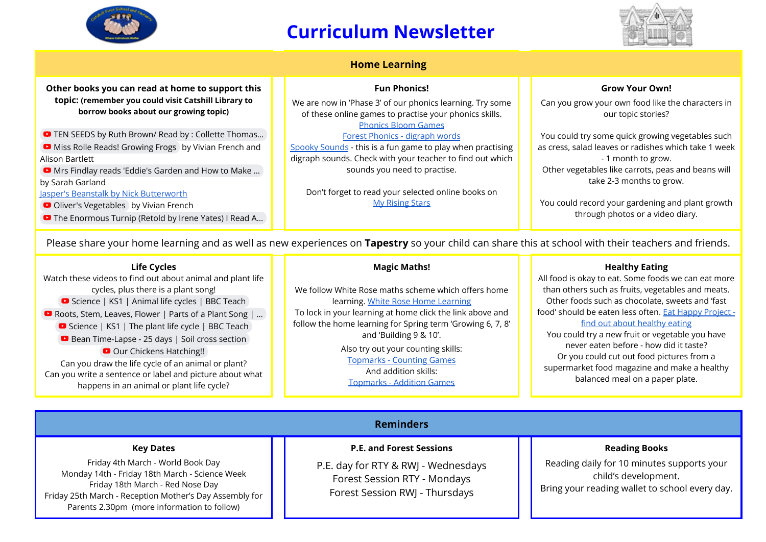# Curriculum Newsletter

## Home Learning

### Other books you can read at home to support this topic: (remember you could visit Catshill Library to borrow books about our growing topic)

- TEN SEEDS by Ruth Brown/ Read by : Collette Thomas...
- Miss Rolle Reads! Growing Frogs by Vivian French and Alison Bartlett
- Mrs Findlay reads 'Eddie's Garden and How to Make ... by Sarah Garland
- Jasper's Beanstalk by Nick Butterworth
- Oliver's Vegetables by Vivian French
- The Enormous Turnip (Retold by Irene Yates) I Read A...

### Fun Phonics!

We are now in 'Phase 3' of our phonics learning. Try some of these online games to practise your phonics skills.

Phonics Bloom Games

Forest Phonics - digraph words

Spooky Sounds - this is a fun game to play when practising digraph sounds. Check with your teacher to find out which sounds you need to practise.

Don't forget to read your selected online books on My Rising Stars

### Grow Your Own!

Can you grow your own food like the characters in our topic stories?

You could try some quick growing vegetables such as cress, salad leaves or radishes which take 1 week - 1 month to grow.

Other vegetables like carrots, peas and beans will take 2-3 months to grow.

You could record your gardening and plant growth through photos or a video diary.

Please share your home learning and as well as new experiences on **Tapestry** so your child can share this at school with their teachers and friends.

### Life Cycles

Watch these videos to find out about animal and plant life cycles, plus there is a plant song!

- Science | KS1 | Animal life cycles | BBC Teach
- Roots, Stem, Leaves, Flower | Parts of a Plant Song | ...
- Science | KS1 | The plant life cycle | BBC Teach
- Bean Time-Lapse - 25 days | Soil cross section
- Our Chickens Hatching!!

Can you draw the life cycle of an animal or plant?

Can you write a sentence or label and picture about what happens in an animal or plant life cycle?

### Magic Maths!

We follow White Rose maths scheme which offers home learning. White Rose Home Learning

To lock in your learning at home click the link above and follow the home learning for Spring term 'Growing 6, 7, 8' and 'Building 9 & 10'.

Also try out your counting skills:

Topmarks - Counting Games

And addition skills:

Topmarks - Addition Games

### Healthy Eating

All food is okay to eat. Some foods we can eat more than others such as fruits, vegetables and meats. Other foods such as chocolate, sweets and 'fast food' should be eaten less often. Eat Happy Project - find out about healthy eating

You could try a new fruit or vegetable you have never eaten before - how did it taste?

Or you could cut out food pictures from a supermarket food magazine and make a healthy balanced meal on a paper plate.

## Reminders

### Key Dates

Friday 4th March - World Book Day

Monday 14th - Friday 18th March - Science Week

Friday 18th March - Red Nose Day

Friday 25th March - Reception Mother's Day Assembly for Parents 2.30pm (more information to follow)

### P.E. and Forest Sessions

P.E. day for RTY & RWJ - Wednesdays

Forest Session RTY - Mondays

Forest Session RWJ - Thursdays

### Reading Books

Reading daily for 10 minutes supports your child's development.

Bring your reading wallet to school every day.